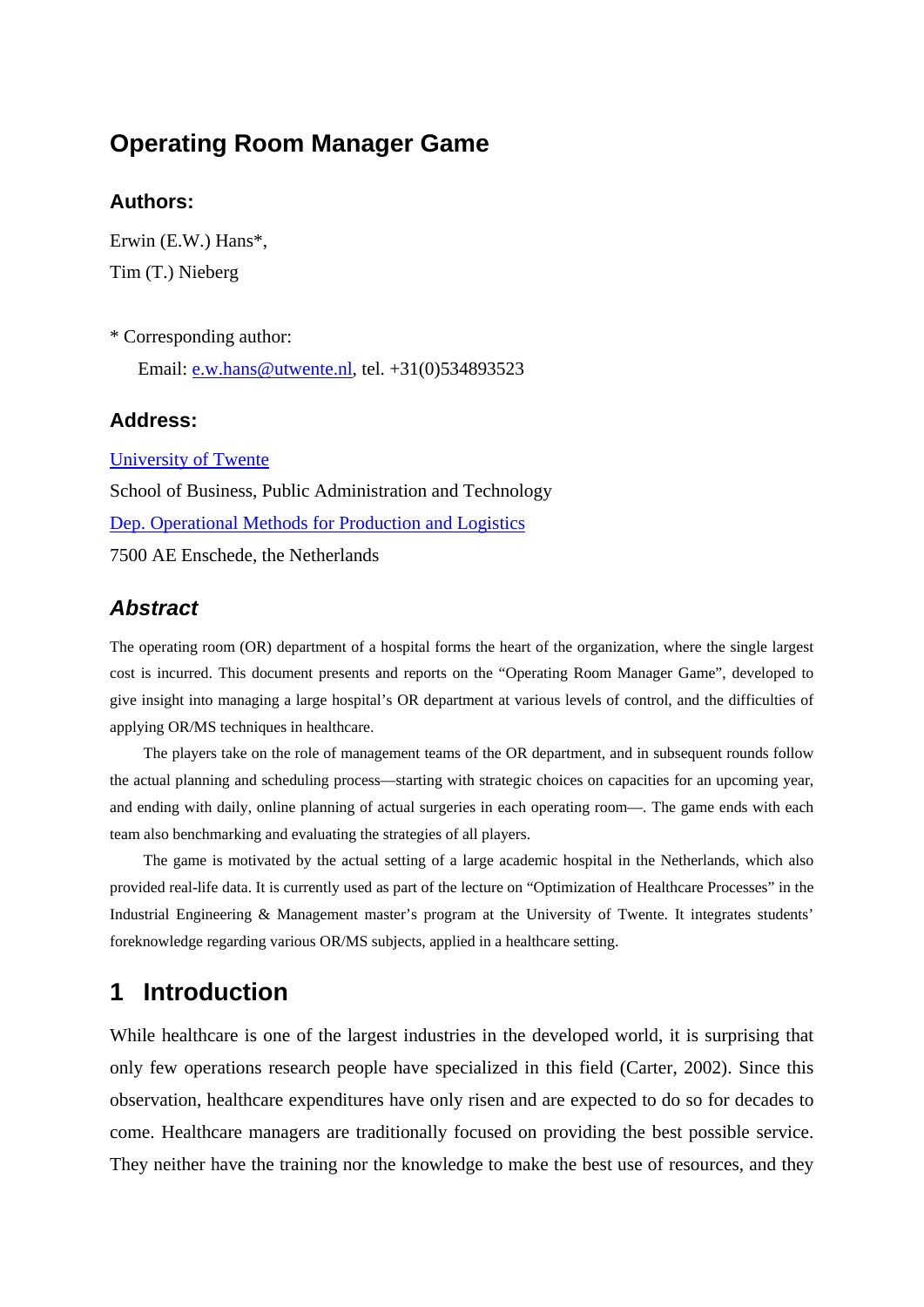# Operating Room Manager Game

### Authors:

Erwin (E.W.) Hans*,

Tim (T.) Nieberg

* Corresponding author:

Email: e.w.hans@utwente.nl, tel. +31(0)534893523

### Address:

University of Twente

School of Business, Public Administration and Technology

Dep. Operational Methods for Production and Logistics

7500 AE Enschede, the Netherlands

### *Abstract*

The operating room (OR) department of a hospital forms the heart of the organization, where the single largest cost is incurred. This document presents and reports on the "Operating Room Manager Game", developed to give insight into managing a large hospital's OR department at various levels of control, and the difficulties of applying OR/MS techniques in healthcare.

The players take on the role of management teams of the OR department, and in subsequent rounds follow the actual planning and scheduling process—starting with strategic choices on capacities for an upcoming year, and ending with daily, online planning of actual surgeries in each operating room—. The game ends with each team also benchmarking and evaluating the strategies of all players.

The game is motivated by the actual setting of a large academic hospital in the Netherlands, which also provided real-life data. It is currently used as part of the lecture on "Optimization of Healthcare Processes" in the Industrial Engineering & Management master's program at the University of Twente. It integrates students' foreknowledge regarding various OR/MS subjects, applied in a healthcare setting.

## 1 Introduction

While healthcare is one of the largest industries in the developed world, it is surprising that only few operations research people have specialized in this field (Carter, 2002). Since this observation, healthcare expenditures have only risen and are expected to do so for decades to come. Healthcare managers are traditionally focused on providing the best possible service. They neither have the training nor the knowledge to make the best use of resources, and they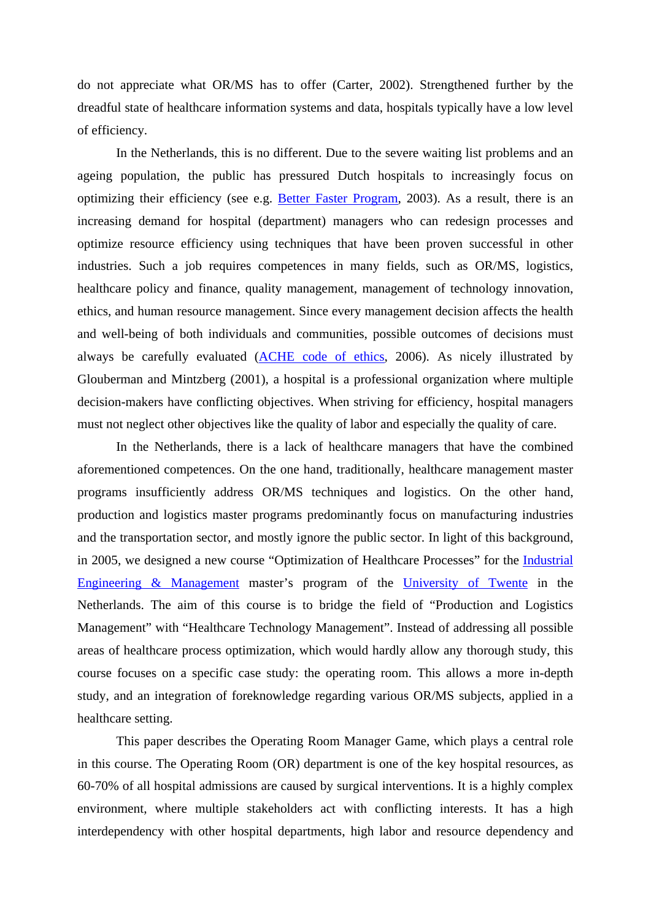do not appreciate what OR/MS has to offer (Carter, 2002). Strengthened further by the dreadful state of healthcare information systems and data, hospitals typically have a low level of efficiency.

In the Netherlands, this is no different. Due to the severe waiting list problems and an ageing population, the public has pressured Dutch hospitals to increasingly focus on optimizing their efficiency (see e.g. Better Faster Program, 2003). As a result, there is an increasing demand for hospital (department) managers who can redesign processes and optimize resource efficiency using techniques that have been proven successful in other industries. Such a job requires competences in many fields, such as OR/MS, logistics, healthcare policy and finance, quality management, management of technology innovation, ethics, and human resource management. Since every management decision affects the health and well-being of both individuals and communities, possible outcomes of decisions must always be carefully evaluated (ACHE code of ethics, 2006). As nicely illustrated by Glouberman and Mintzberg (2001), a hospital is a professional organization where multiple decision-makers have conflicting objectives. When striving for efficiency, hospital managers must not neglect other objectives like the quality of labor and especially the quality of care.

In the Netherlands, there is a lack of healthcare managers that have the combined aforementioned competences. On the one hand, traditionally, healthcare management master programs insufficiently address OR/MS techniques and logistics. On the other hand, production and logistics master programs predominantly focus on manufacturing industries and the transportation sector, and mostly ignore the public sector. In light of this background, in 2005, we designed a new course "Optimization of Healthcare Processes" for the Industrial Engineering & Management master's program of the University of Twente in the Netherlands. The aim of this course is to bridge the field of "Production and Logistics Management" with "Healthcare Technology Management". Instead of addressing all possible areas of healthcare process optimization, which would hardly allow any thorough study, this course focuses on a specific case study: the operating room. This allows a more in-depth study, and an integration of foreknowledge regarding various OR/MS subjects, applied in a healthcare setting.

This paper describes the Operating Room Manager Game, which plays a central role in this course. The Operating Room (OR) department is one of the key hospital resources, as 60-70% of all hospital admissions are caused by surgical interventions. It is a highly complex environment, where multiple stakeholders act with conflicting interests. It has a high interdependency with other hospital departments, high labor and resource dependency and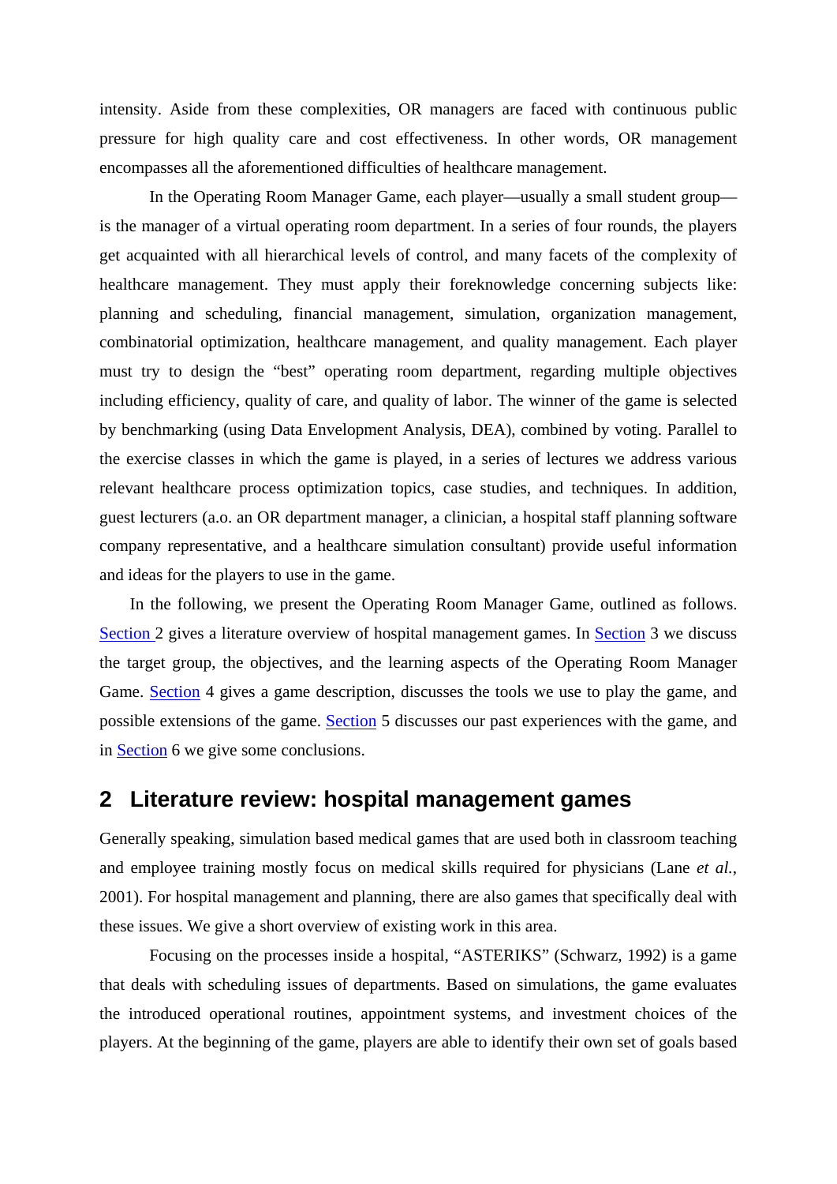intensity. Aside from these complexities, OR managers are faced with continuous public pressure for high quality care and cost effectiveness. In other words, OR management encompasses all the aforementioned difficulties of healthcare management.

In the Operating Room Manager Game, each player—usually a small student group—is the manager of a virtual operating room department. In a series of four rounds, the players get acquainted with all hierarchical levels of control, and many facets of the complexity of healthcare management. They must apply their foreknowledge concerning subjects like: planning and scheduling, financial management, simulation, organization management, combinatorial optimization, healthcare management, and quality management. Each player must try to design the "best" operating room department, regarding multiple objectives including efficiency, quality of care, and quality of labor. The winner of the game is selected by benchmarking (using Data Envelopment Analysis, DEA), combined by voting. Parallel to the exercise classes in which the game is played, in a series of lectures we address various relevant healthcare process optimization topics, case studies, and techniques. In addition, guest lecturers (a.o. an OR department manager, a clinician, a hospital staff planning software company representative, and a healthcare simulation consultant) provide useful information and ideas for the players to use in the game.

In the following, we present the Operating Room Manager Game, outlined as follows. Section 2 gives a literature overview of hospital management games. In Section 3 we discuss the target group, the objectives, and the learning aspects of the Operating Room Manager Game. Section 4 gives a game description, discusses the tools we use to play the game, and possible extensions of the game. Section 5 discusses our past experiences with the game, and in Section 6 we give some conclusions.

## 2 Literature review: hospital management games

Generally speaking, simulation based medical games that are used both in classroom teaching and employee training mostly focus on medical skills required for physicians (Lane *et al.*, 2001). For hospital management and planning, there are also games that specifically deal with these issues. We give a short overview of existing work in this area.

Focusing on the processes inside a hospital, "ASTERIKS" (Schwarz, 1992) is a game that deals with scheduling issues of departments. Based on simulations, the game evaluates the introduced operational routines, appointment systems, and investment choices of the players. At the beginning of the game, players are able to identify their own set of goals based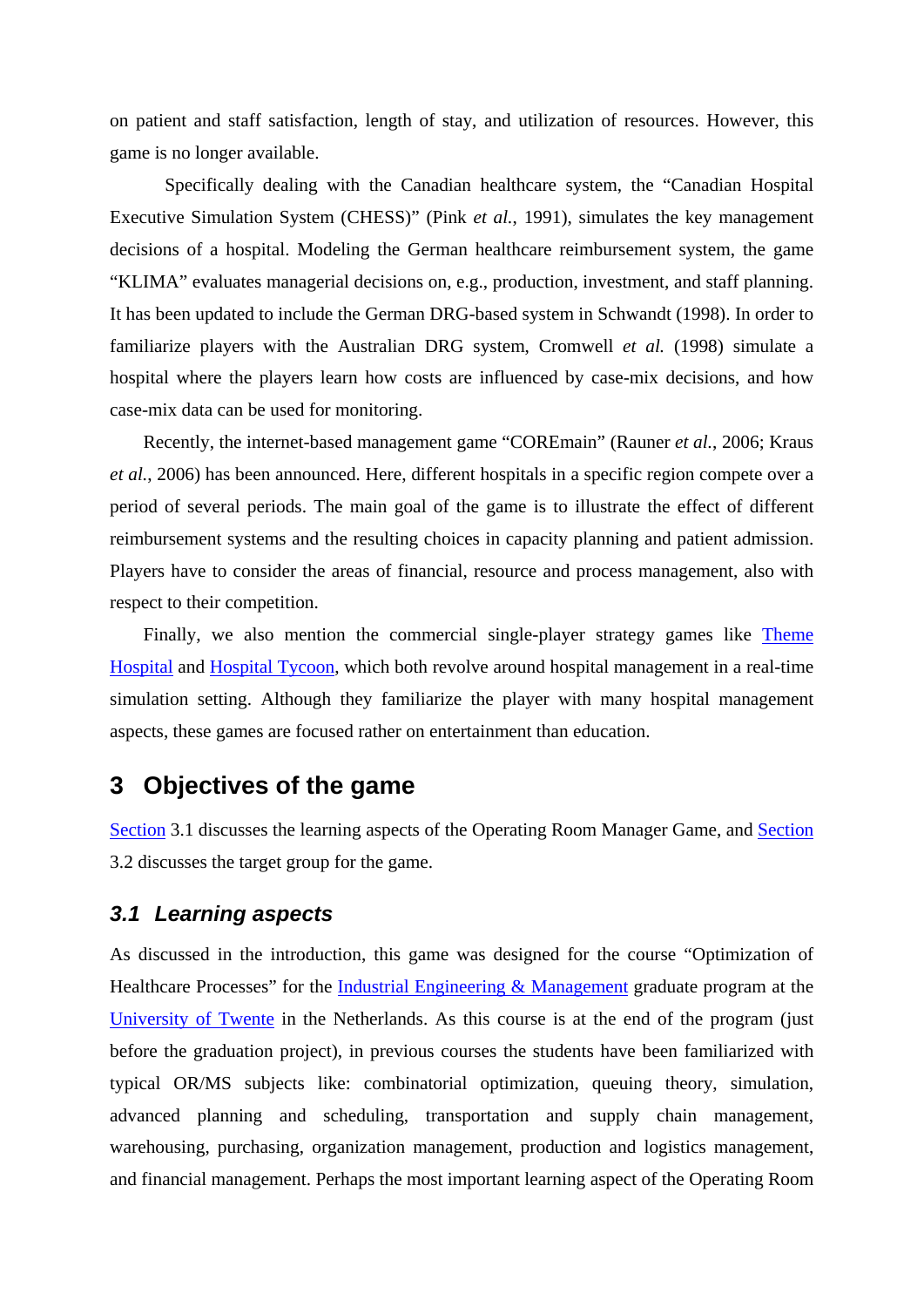on patient and staff satisfaction, length of stay, and utilization of resources. However, this game is no longer available.

Specifically dealing with the Canadian healthcare system, the “Canadian Hospital Executive Simulation System (CHESS)” (Pink *et al.*, 1991), simulates the key management decisions of a hospital. Modeling the German healthcare reimbursement system, the game “KLIMA” evaluates managerial decisions on, e.g., production, investment, and staff planning. It has been updated to include the German DRG-based system in Schwandt (1998). In order to familiarize players with the Australian DRG system, Cromwell *et al.* (1998) simulate a hospital where the players learn how costs are influenced by case-mix decisions, and how case-mix data can be used for monitoring.

Recently, the internet-based management game “COREmain” (Rauner *et al.*, 2006; Kraus *et al.*, 2006) has been announced. Here, different hospitals in a specific region compete over a period of several periods. The main goal of the game is to illustrate the effect of different reimbursement systems and the resulting choices in capacity planning and patient admission. Players have to consider the areas of financial, resource and process management, also with respect to their competition.

Finally, we also mention the commercial single-player strategy games like Theme Hospital and Hospital Tycoon, which both revolve around hospital management in a real-time simulation setting. Although they familiarize the player with many hospital management aspects, these games are focused rather on entertainment than education.

# 3 Objectives of the game

Section 3.1 discusses the learning aspects of the Operating Room Manager Game, and Section 3.2 discusses the target group for the game.

## *3.1 Learning aspects*

As discussed in the introduction, this game was designed for the course “Optimization of Healthcare Processes” for the Industrial Engineering & Management graduate program at the University of Twente in the Netherlands. As this course is at the end of the program (just before the graduation project), in previous courses the students have been familiarized with typical OR/MS subjects like: combinatorial optimization, queuing theory, simulation, advanced planning and scheduling, transportation and supply chain management, warehousing, purchasing, organization management, production and logistics management, and financial management. Perhaps the most important learning aspect of the Operating Room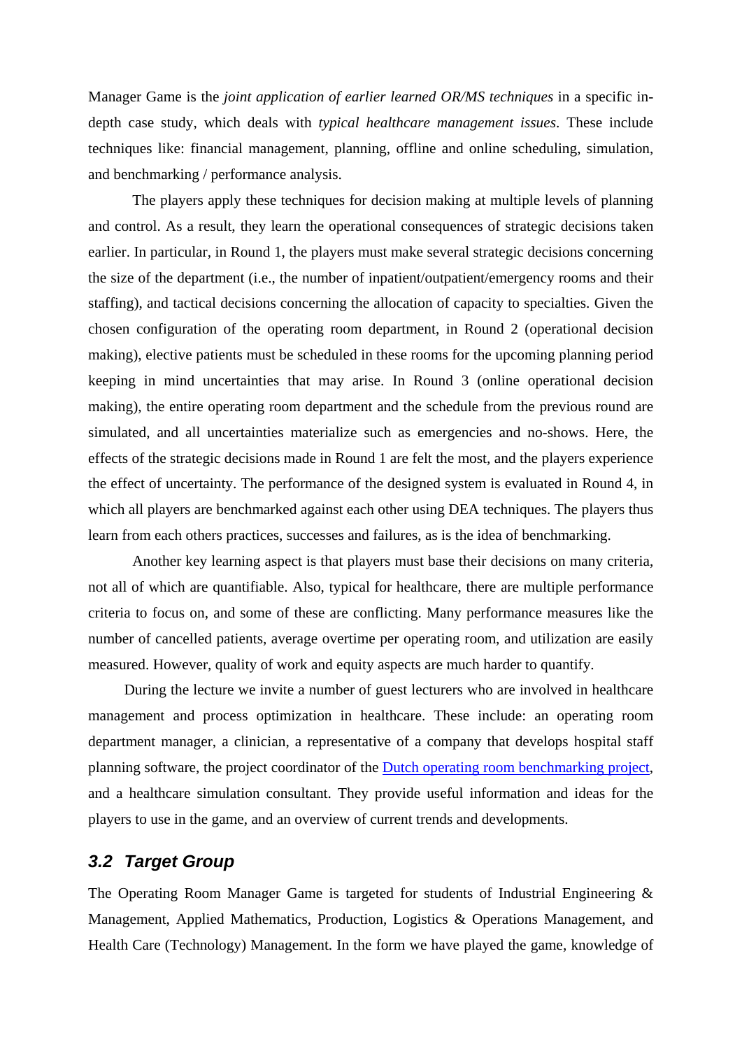Manager Game is the *joint application of earlier learned OR/MS techniques* in a specific in-depth case study, which deals with *typical healthcare management issues*. These include techniques like: financial management, planning, offline and online scheduling, simulation, and benchmarking / performance analysis.

The players apply these techniques for decision making at multiple levels of planning and control. As a result, they learn the operational consequences of strategic decisions taken earlier. In particular, in Round 1, the players must make several strategic decisions concerning the size of the department (i.e., the number of inpatient/outpatient/emergency rooms and their staffing), and tactical decisions concerning the allocation of capacity to specialties. Given the chosen configuration of the operating room department, in Round 2 (operational decision making), elective patients must be scheduled in these rooms for the upcoming planning period keeping in mind uncertainties that may arise. In Round 3 (online operational decision making), the entire operating room department and the schedule from the previous round are simulated, and all uncertainties materialize such as emergencies and no-shows. Here, the effects of the strategic decisions made in Round 1 are felt the most, and the players experience the effect of uncertainty. The performance of the designed system is evaluated in Round 4, in which all players are benchmarked against each other using DEA techniques. The players thus learn from each others practices, successes and failures, as is the idea of benchmarking.

Another key learning aspect is that players must base their decisions on many criteria, not all of which are quantifiable. Also, typical for healthcare, there are multiple performance criteria to focus on, and some of these are conflicting. Many performance measures like the number of cancelled patients, average overtime per operating room, and utilization are easily measured. However, quality of work and equity aspects are much harder to quantify.

During the lecture we invite a number of guest lecturers who are involved in healthcare management and process optimization in healthcare. These include: an operating room department manager, a clinician, a representative of a company that develops hospital staff planning software, the project coordinator of the Dutch operating room benchmarking project, and a healthcare simulation consultant. They provide useful information and ideas for the players to use in the game, and an overview of current trends and developments.

## 3.2 Target Group

The Operating Room Manager Game is targeted for students of Industrial Engineering & Management, Applied Mathematics, Production, Logistics & Operations Management, and Health Care (Technology) Management. In the form we have played the game, knowledge of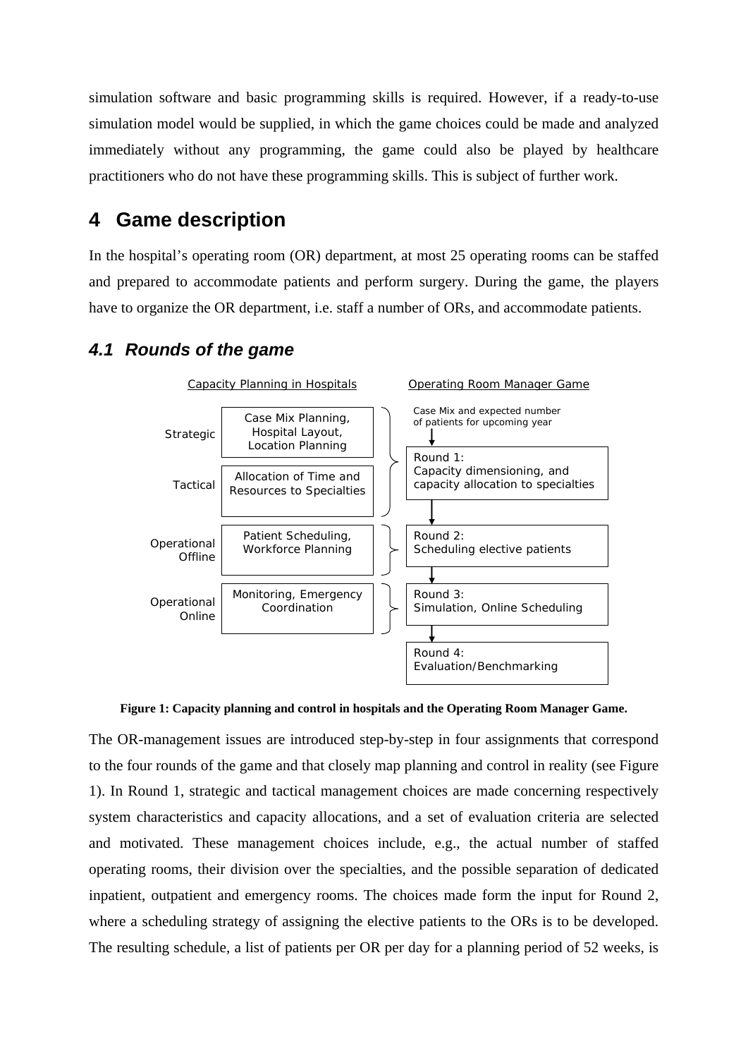simulation software and basic programming skills is required. However, if a ready-to-use simulation model would be supplied, in which the game choices could be made and analyzed immediately without any programming, the game could also be played by healthcare practitioners who do not have these programming skills. This is subject of further work.

# 4 Game description

In the hospital's operating room (OR) department, at most 25 operating rooms can be staffed and prepared to accommodate patients and perform surgery. During the game, the players have to organize the OR department, i.e. staff a number of ORs, and accommodate patients.

## 4.1 Rounds of the game

| | Capacity Planning in Hospitals | Operating Room Manager Game |
|---|---|---|
| | | Case Mix and expected number of patients for upcoming year |
| Strategic | Case Mix Planning, Hospital Layout, Location Planning | Round 1: Capacity dimensioning, and capacity allocation to specialties |
| Tactical | Allocation of Time and Resources to Specialties | |
| Operational Offline | Patient Scheduling, Workforce Planning | Round 2: Scheduling elective patients |
| Operational Online | Monitoring, Emergency Coordination | Round 3: Simulation, Online Scheduling |
| | | Round 4: Evaluation/Benchmarking |

**Figure 1: Capacity planning and control in hospitals and the Operating Room Manager Game.**

The OR-management issues are introduced step-by-step in four assignments that correspond to the four rounds of the game and that closely map planning and control in reality (see Figure 1). In Round 1, strategic and tactical management choices are made concerning respectively system characteristics and capacity allocations, and a set of evaluation criteria are selected and motivated. These management choices include, e.g., the actual number of staffed operating rooms, their division over the specialties, and the possible separation of dedicated inpatient, outpatient and emergency rooms. The choices made form the input for Round 2, where a scheduling strategy of assigning the elective patients to the ORs is to be developed. The resulting schedule, a list of patients per OR per day for a planning period of 52 weeks, is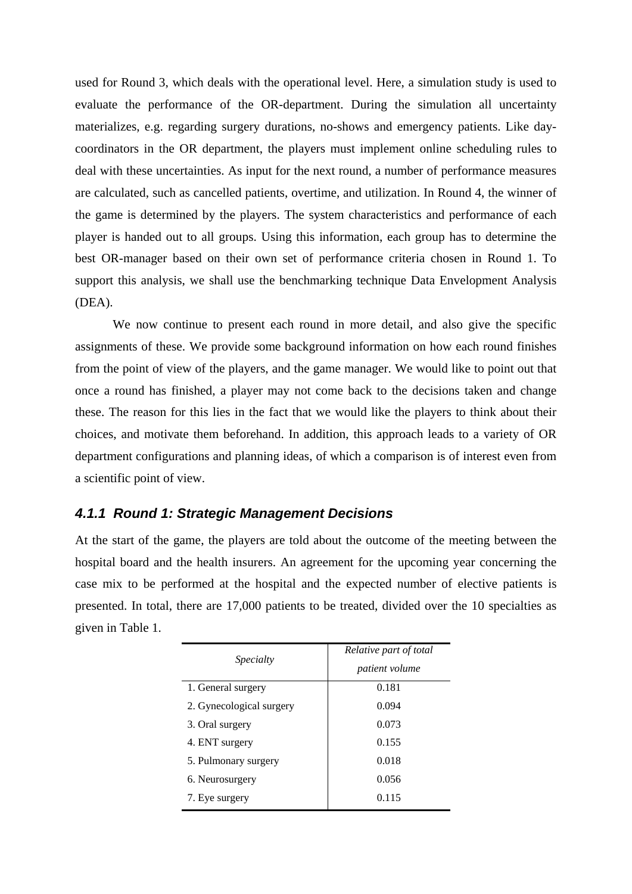used for Round 3, which deals with the operational level. Here, a simulation study is used to evaluate the performance of the OR-department. During the simulation all uncertainty materializes, e.g. regarding surgery durations, no-shows and emergency patients. Like day-coordinators in the OR department, the players must implement online scheduling rules to deal with these uncertainties. As input for the next round, a number of performance measures are calculated, such as cancelled patients, overtime, and utilization. In Round 4, the winner of the game is determined by the players. The system characteristics and performance of each player is handed out to all groups. Using this information, each group has to determine the best OR-manager based on their own set of performance criteria chosen in Round 1. To support this analysis, we shall use the benchmarking technique Data Envelopment Analysis (DEA).

We now continue to present each round in more detail, and also give the specific assignments of these. We provide some background information on how each round finishes from the point of view of the players, and the game manager. We would like to point out that once a round has finished, a player may not come back to the decisions taken and change these. The reason for this lies in the fact that we would like the players to think about their choices, and motivate them beforehand. In addition, this approach leads to a variety of OR department configurations and planning ideas, of which a comparison is of interest even from a scientific point of view.

### *4.1.1 Round 1: Strategic Management Decisions*

At the start of the game, the players are told about the outcome of the meeting between the hospital board and the health insurers. An agreement for the upcoming year concerning the case mix to be performed at the hospital and the expected number of elective patients is presented. In total, there are 17,000 patients to be treated, divided over the 10 specialties as given in Table 1.

| *Specialty* | *Relative part of total patient volume* |
|---|---|
| 1. General surgery | 0.181 |
| 2. Gynecological surgery | 0.094 |
| 3. Oral surgery | 0.073 |
| 4. ENT surgery | 0.155 |
| 5. Pulmonary surgery | 0.018 |
| 6. Neurosurgery | 0.056 |
| 7. Eye surgery | 0.115 |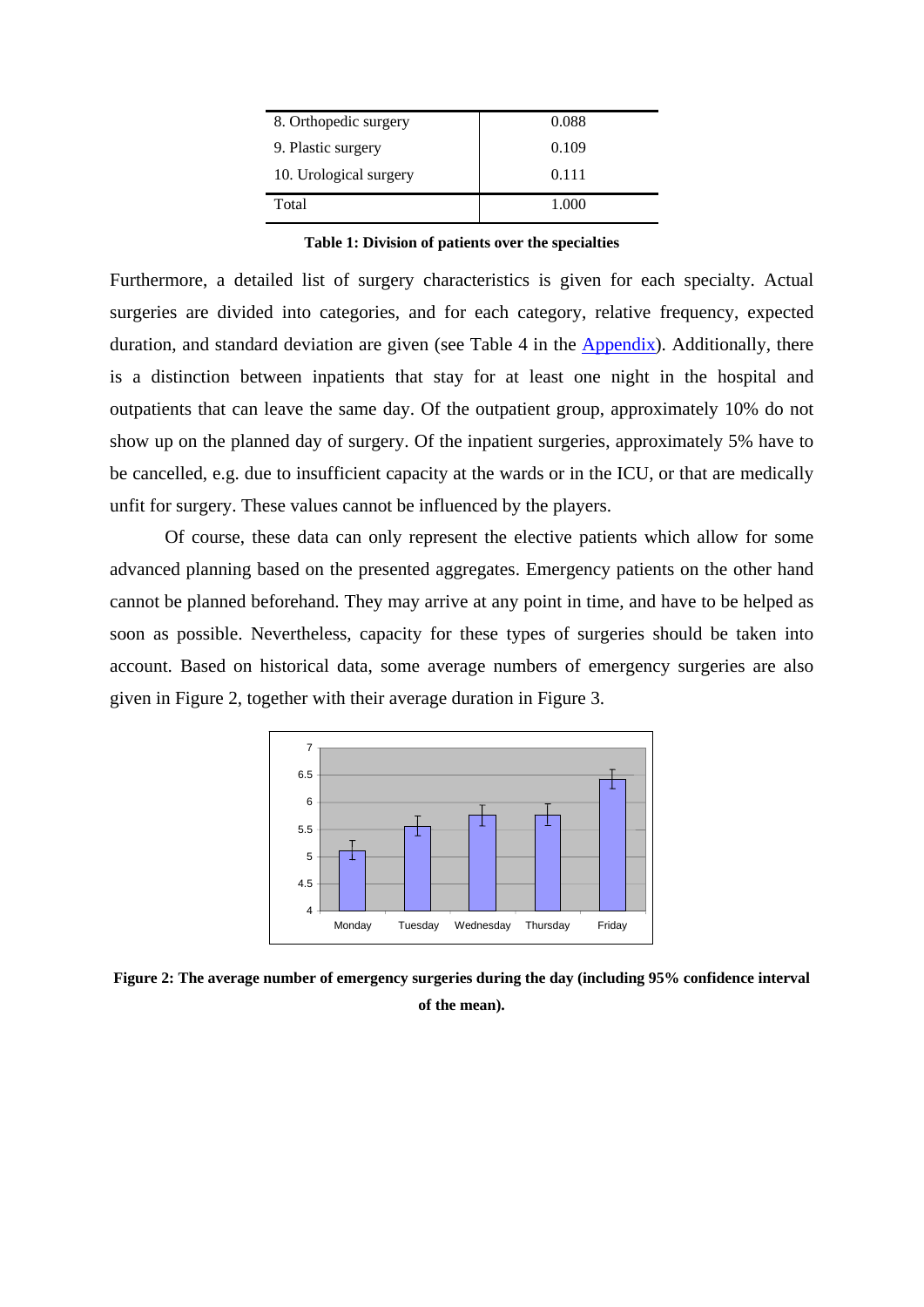| | |
|---|---|
| 8. Orthopedic surgery | 0.088 |
| 9. Plastic surgery | 0.109 |
| 10. Urological surgery | 0.111 |
| Total | 1.000 |

**Table 1: Division of patients over the specialties**

Furthermore, a detailed list of surgery characteristics is given for each specialty. Actual surgeries are divided into categories, and for each category, relative frequency, expected duration, and standard deviation are given (see Table 4 in the Appendix). Additionally, there is a distinction between inpatients that stay for at least one night in the hospital and outpatients that can leave the same day. Of the outpatient group, approximately 10% do not show up on the planned day of surgery. Of the inpatient surgeries, approximately 5% have to be cancelled, e.g. due to insufficient capacity at the wards or in the ICU, or that are medically unfit for surgery. These values cannot be influenced by the players.

Of course, these data can only represent the elective patients which allow for some advanced planning based on the presented aggregates. Emergency patients on the other hand cannot be planned beforehand. They may arrive at any point in time, and have to be helped as soon as possible. Nevertheless, capacity for these types of surgeries should be taken into account. Based on historical data, some average numbers of emergency surgeries are also given in Figure 2, together with their average duration in Figure 3.

**Figure 2: The average number of emergency surgeries during the day (including 95% confidence interval of the mean).**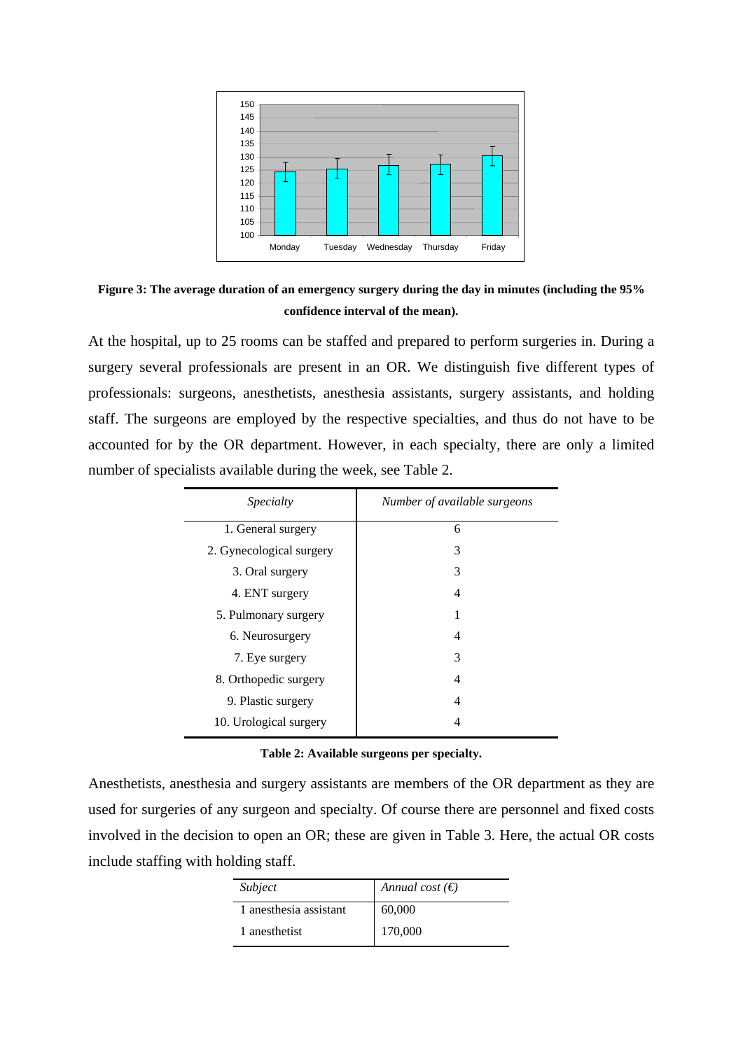**Figure 3: The average duration of an emergency surgery during the day in minutes (including the 95% confidence interval of the mean).**

At the hospital, up to 25 rooms can be staffed and prepared to perform surgeries in. During a surgery several professionals are present in an OR. We distinguish five different types of professionals: surgeons, anesthetists, anesthesia assistants, surgery assistants, and holding staff. The surgeons are employed by the respective specialties, and thus do not have to be accounted for by the OR department. However, in each specialty, there are only a limited number of specialists available during the week, see Table 2.

| *Specialty* | *Number of available surgeons* |
|---|---|
| 1. General surgery | 6 |
| 2. Gynecological surgery | 3 |
| 3. Oral surgery | 3 |
| 4. ENT surgery | 4 |
| 5. Pulmonary surgery | 1 |
| 6. Neurosurgery | 4 |
| 7. Eye surgery | 3 |
| 8. Orthopedic surgery | 4 |
| 9. Plastic surgery | 4 |
| 10. Urological surgery | 4 |

**Table 2: Available surgeons per specialty.**

Anesthetists, anesthesia and surgery assistants are members of the OR department as they are used for surgeries of any surgeon and specialty. Of course there are personnel and fixed costs involved in the decision to open an OR; these are given in Table 3. Here, the actual OR costs include staffing with holding staff.

| *Subject* | *Annual cost (€)* |
|---|---|
| 1 anesthesia assistant | 60,000 |
| 1 anesthetist | 170,000 |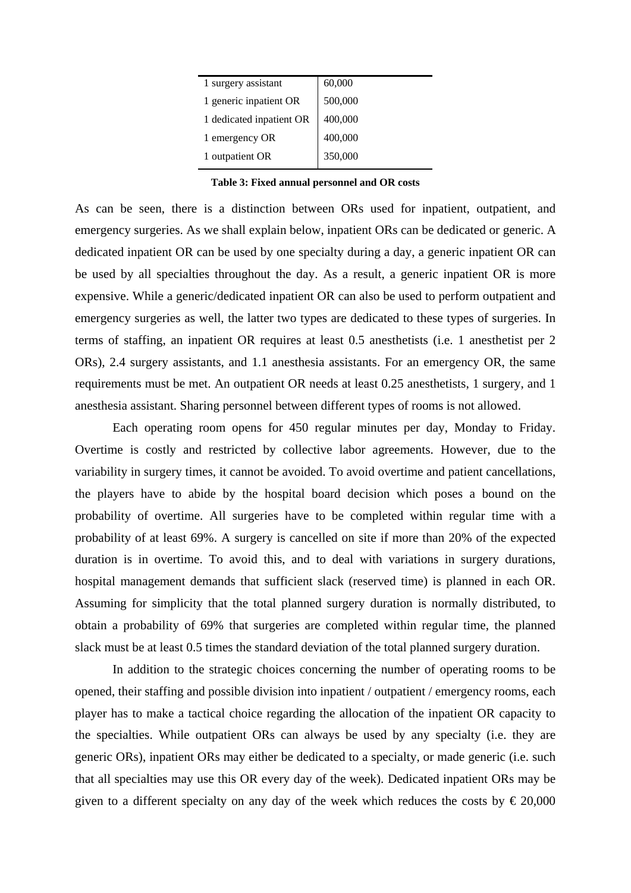| 1 surgery assistant | 60,000 |
|---|---|
| 1 generic inpatient OR | 500,000 |
| 1 dedicated inpatient OR | 400,000 |
| 1 emergency OR | 400,000 |
| 1 outpatient OR | 350,000 |

**Table 3: Fixed annual personnel and OR costs**

As can be seen, there is a distinction between ORs used for inpatient, outpatient, and emergency surgeries. As we shall explain below, inpatient ORs can be dedicated or generic. A dedicated inpatient OR can be used by one specialty during a day, a generic inpatient OR can be used by all specialties throughout the day. As a result, a generic inpatient OR is more expensive. While a generic/dedicated inpatient OR can also be used to perform outpatient and emergency surgeries as well, the latter two types are dedicated to these types of surgeries. In terms of staffing, an inpatient OR requires at least 0.5 anesthetists (i.e. 1 anesthetist per 2 ORs), 2.4 surgery assistants, and 1.1 anesthesia assistants. For an emergency OR, the same requirements must be met. An outpatient OR needs at least 0.25 anesthetists, 1 surgery, and 1 anesthesia assistant. Sharing personnel between different types of rooms is not allowed.

Each operating room opens for 450 regular minutes per day, Monday to Friday. Overtime is costly and restricted by collective labor agreements. However, due to the variability in surgery times, it cannot be avoided. To avoid overtime and patient cancellations, the players have to abide by the hospital board decision which poses a bound on the probability of overtime. All surgeries have to be completed within regular time with a probability of at least 69%. A surgery is cancelled on site if more than 20% of the expected duration is in overtime. To avoid this, and to deal with variations in surgery durations, hospital management demands that sufficient slack (reserved time) is planned in each OR. Assuming for simplicity that the total planned surgery duration is normally distributed, to obtain a probability of 69% that surgeries are completed within regular time, the planned slack must be at least 0.5 times the standard deviation of the total planned surgery duration.

In addition to the strategic choices concerning the number of operating rooms to be opened, their staffing and possible division into inpatient / outpatient / emergency rooms, each player has to make a tactical choice regarding the allocation of the inpatient OR capacity to the specialties. While outpatient ORs can always be used by any specialty (i.e. they are generic ORs), inpatient ORs may either be dedicated to a specialty, or made generic (i.e. such that all specialties may use this OR every day of the week). Dedicated inpatient ORs may be given to a different specialty on any day of the week which reduces the costs by € 20,000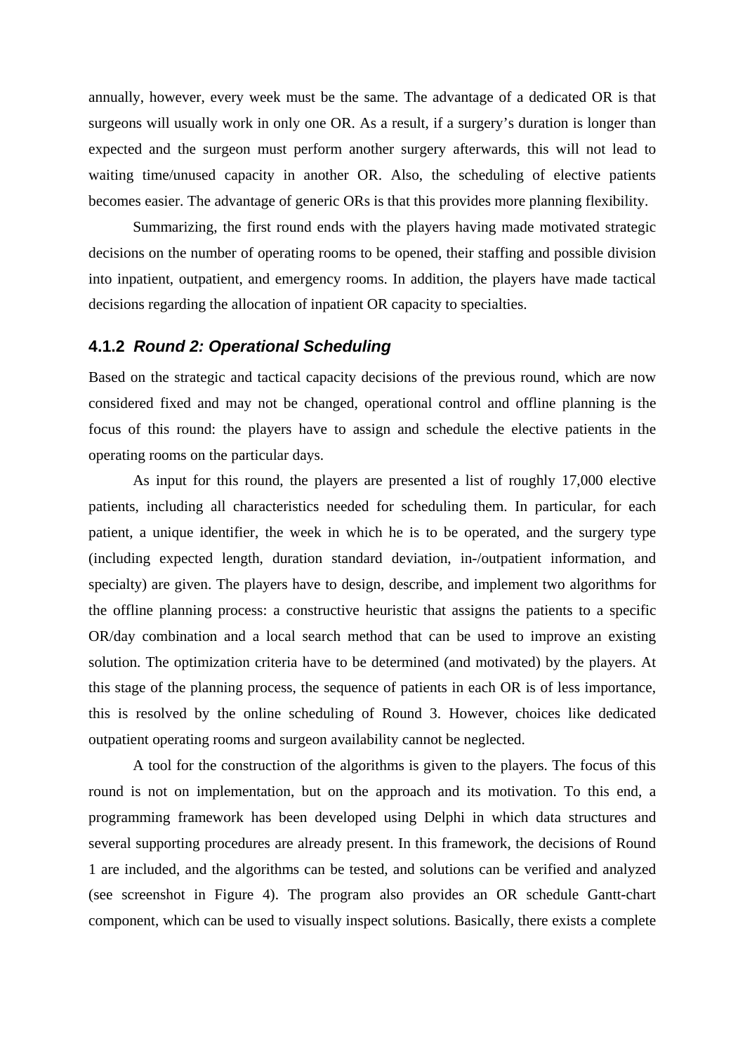annually, however, every week must be the same. The advantage of a dedicated OR is that surgeons will usually work in only one OR. As a result, if a surgery's duration is longer than expected and the surgeon must perform another surgery afterwards, this will not lead to waiting time/unused capacity in another OR. Also, the scheduling of elective patients becomes easier. The advantage of generic ORs is that this provides more planning flexibility.

Summarizing, the first round ends with the players having made motivated strategic decisions on the number of operating rooms to be opened, their staffing and possible division into inpatient, outpatient, and emergency rooms. In addition, the players have made tactical decisions regarding the allocation of inpatient OR capacity to specialties.

### 4.1.2 *Round 2: Operational Scheduling*

Based on the strategic and tactical capacity decisions of the previous round, which are now considered fixed and may not be changed, operational control and offline planning is the focus of this round: the players have to assign and schedule the elective patients in the operating rooms on the particular days.

As input for this round, the players are presented a list of roughly 17,000 elective patients, including all characteristics needed for scheduling them. In particular, for each patient, a unique identifier, the week in which he is to be operated, and the surgery type (including expected length, duration standard deviation, in-/outpatient information, and specialty) are given. The players have to design, describe, and implement two algorithms for the offline planning process: a constructive heuristic that assigns the patients to a specific OR/day combination and a local search method that can be used to improve an existing solution. The optimization criteria have to be determined (and motivated) by the players. At this stage of the planning process, the sequence of patients in each OR is of less importance, this is resolved by the online scheduling of Round 3. However, choices like dedicated outpatient operating rooms and surgeon availability cannot be neglected.

A tool for the construction of the algorithms is given to the players. The focus of this round is not on implementation, but on the approach and its motivation. To this end, a programming framework has been developed using Delphi in which data structures and several supporting procedures are already present. In this framework, the decisions of Round 1 are included, and the algorithms can be tested, and solutions can be verified and analyzed (see screenshot in Figure 4). The program also provides an OR schedule Gantt-chart component, which can be used to visually inspect solutions. Basically, there exists a complete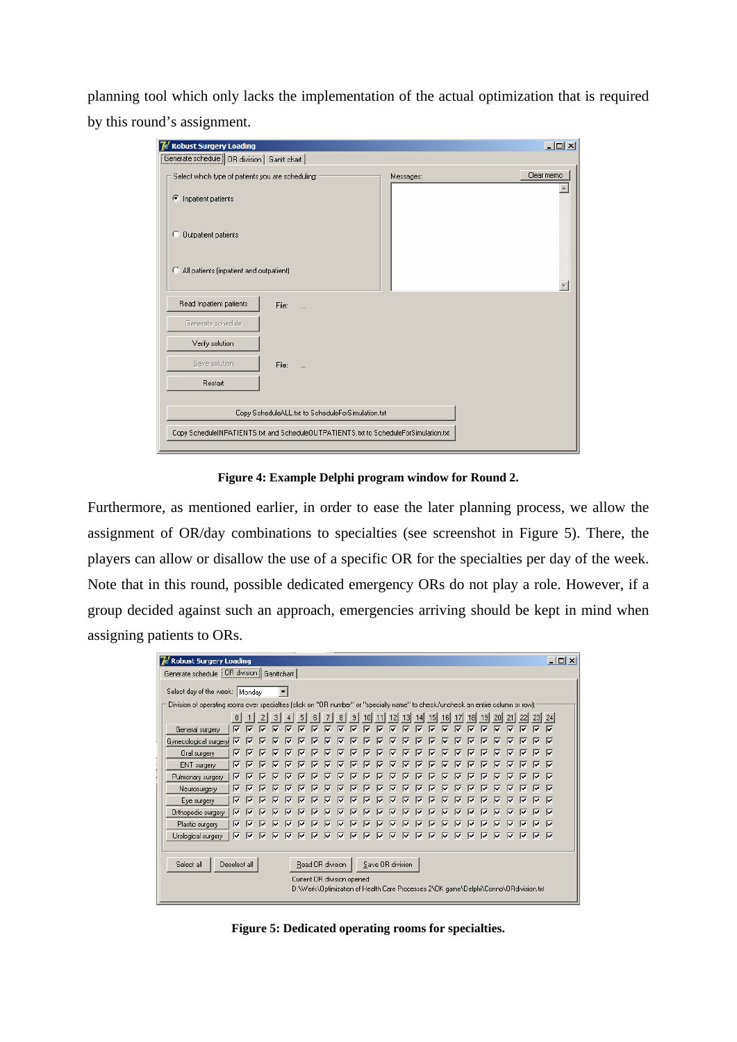planning tool which only lacks the implementation of the actual optimization that is required by this round's assignment.

**Figure 4: Example Delphi program window for Round 2.**

Furthermore, as mentioned earlier, in order to ease the later planning process, we allow the assignment of OR/day combinations to specialties (see screenshot in Figure 5). There, the players can allow or disallow the use of a specific OR for the specialties per day of the week. Note that in this round, possible dedicated emergency ORs do not play a role. However, if a group decided against such an approach, emergencies arriving should be kept in mind when assigning patients to ORs.

**Figure 5: Dedicated operating rooms for specialties.**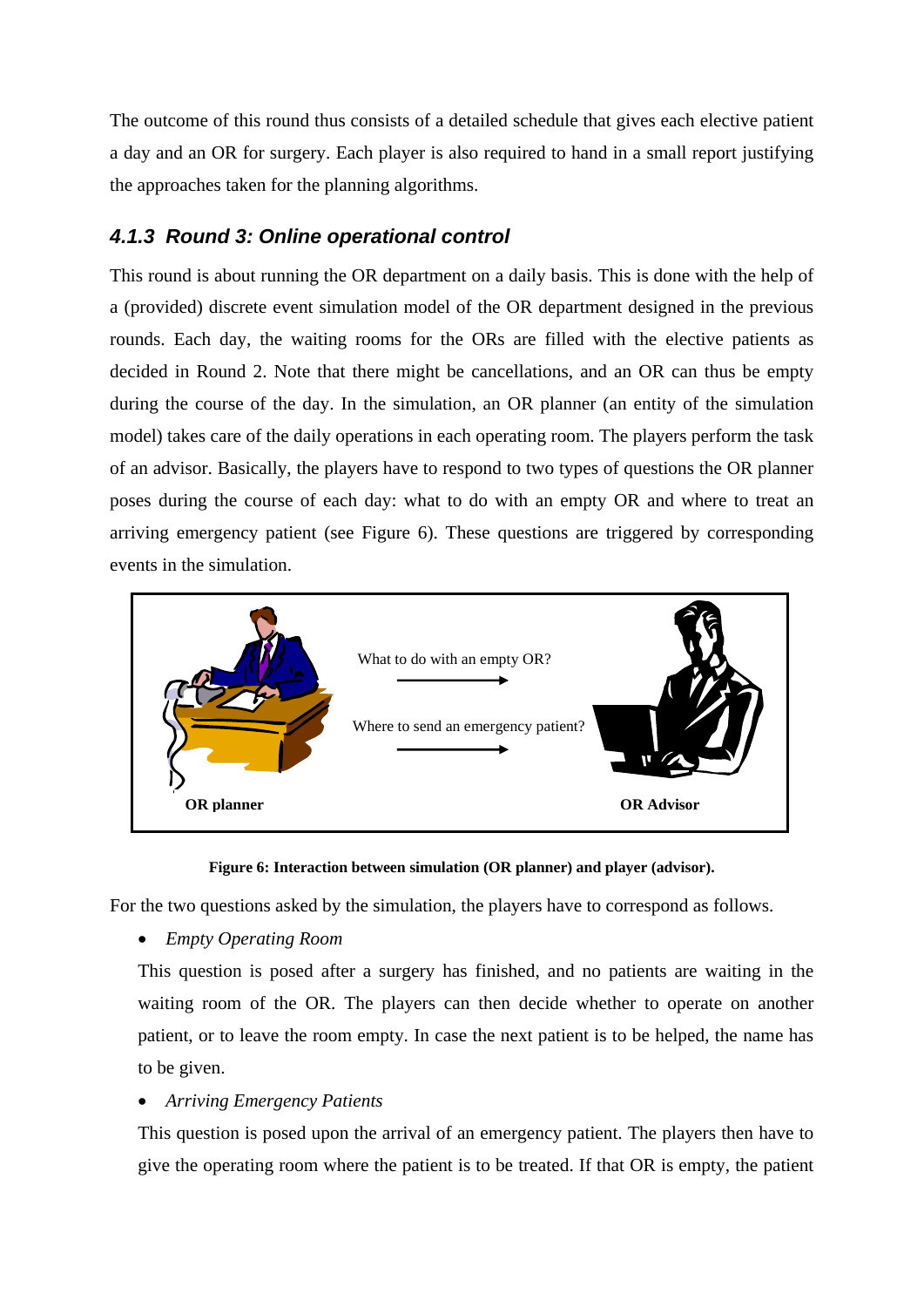The outcome of this round thus consists of a detailed schedule that gives each elective patient a day and an OR for surgery. Each player is also required to hand in a small report justifying the approaches taken for the planning algorithms.

### *4.1.3 Round 3: Online operational control*

This round is about running the OR department on a daily basis. This is done with the help of a (provided) discrete event simulation model of the OR department designed in the previous rounds. Each day, the waiting rooms for the ORs are filled with the elective patients as decided in Round 2. Note that there might be cancellations, and an OR can thus be empty during the course of the day. In the simulation, an OR planner (an entity of the simulation model) takes care of the daily operations in each operating room. The players perform the task of an advisor. Basically, the players have to respond to two types of questions the OR planner poses during the course of each day: what to do with an empty OR and where to treat an arriving emergency patient (see Figure 6). These questions are triggered by corresponding events in the simulation.

**Figure 6: Interaction between simulation (OR planner) and player (advisor).**

For the two questions asked by the simulation, the players have to correspond as follows.

- *Empty Operating Room*

  This question is posed after a surgery has finished, and no patients are waiting in the waiting room of the OR. The players can then decide whether to operate on another patient, or to leave the room empty. In case the next patient is to be helped, the name has to be given.

- *Arriving Emergency Patients*

  This question is posed upon the arrival of an emergency patient. The players then have to give the operating room where the patient is to be treated. If that OR is empty, the patient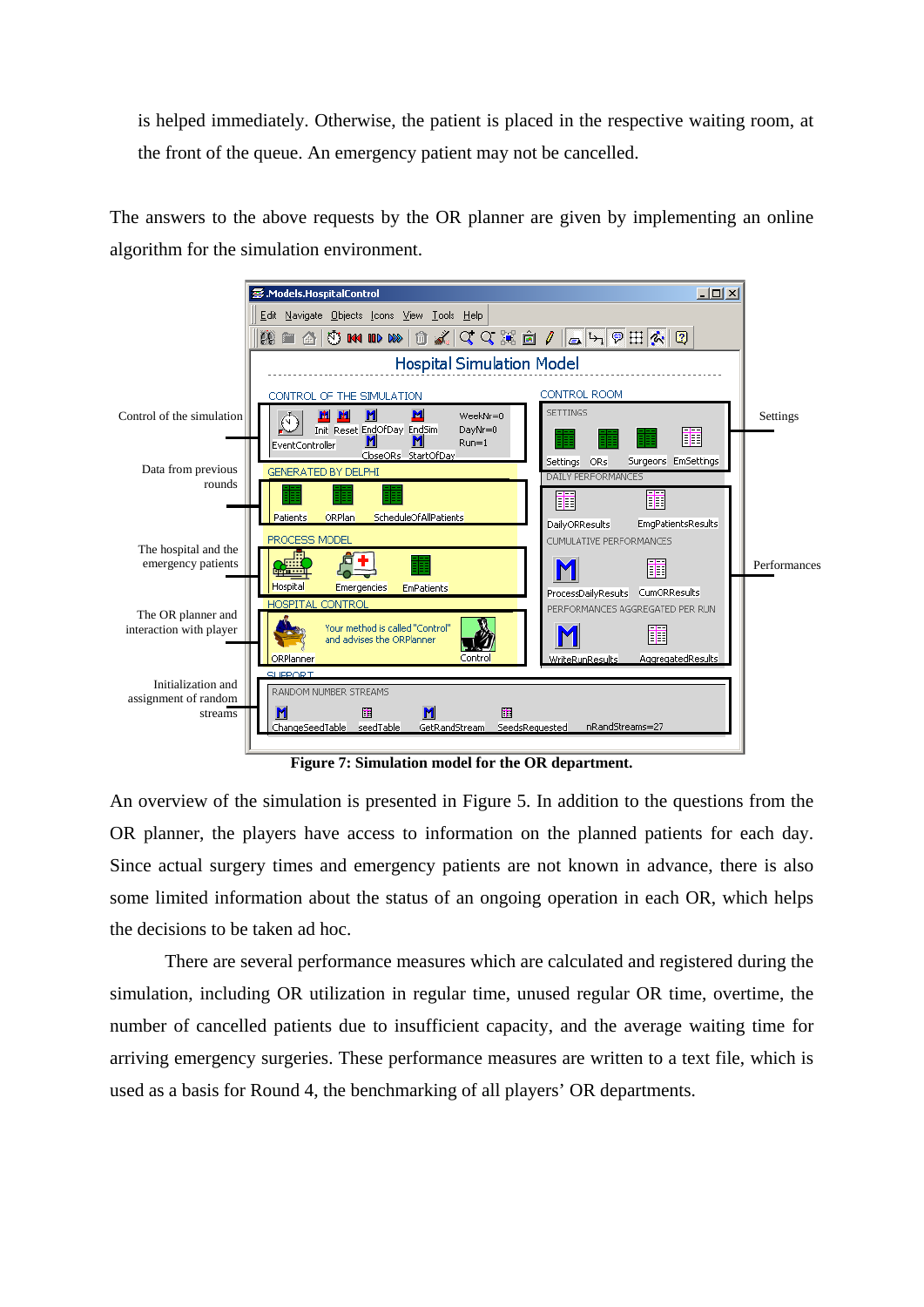is helped immediately. Otherwise, the patient is placed in the respective waiting room, at the front of the queue. An emergency patient may not be cancelled.

The answers to the above requests by the OR planner are given by implementing an online algorithm for the simulation environment.

**Figure 7: Simulation model for the OR department.**

An overview of the simulation is presented in Figure 5. In addition to the questions from the OR planner, the players have access to information on the planned patients for each day. Since actual surgery times and emergency patients are not known in advance, there is also some limited information about the status of an ongoing operation in each OR, which helps the decisions to be taken ad hoc.

There are several performance measures which are calculated and registered during the simulation, including OR utilization in regular time, unused regular OR time, overtime, the number of cancelled patients due to insufficient capacity, and the average waiting time for arriving emergency surgeries. These performance measures are written to a text file, which is used as a basis for Round 4, the benchmarking of all players' OR departments.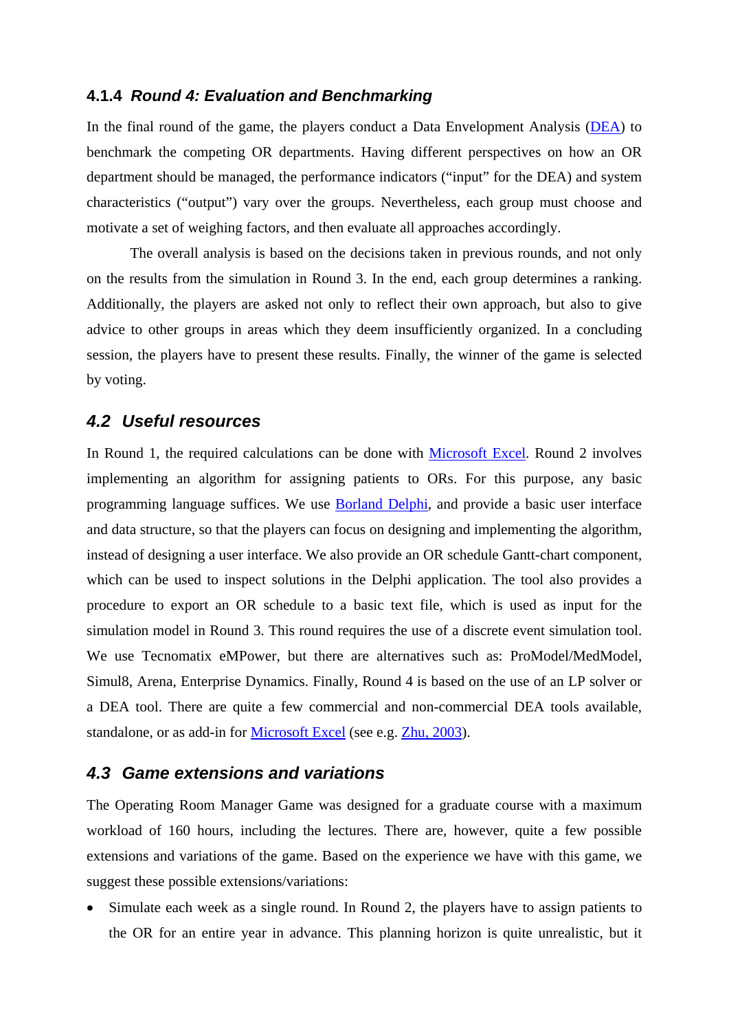#### 4.1.4 *Round 4: Evaluation and Benchmarking*

In the final round of the game, the players conduct a Data Envelopment Analysis (DEA) to benchmark the competing OR departments. Having different perspectives on how an OR department should be managed, the performance indicators (“input” for the DEA) and system characteristics (“output”) vary over the groups. Nevertheless, each group must choose and motivate a set of weighing factors, and then evaluate all approaches accordingly.

The overall analysis is based on the decisions taken in previous rounds, and not only on the results from the simulation in Round 3. In the end, each group determines a ranking. Additionally, the players are asked not only to reflect their own approach, but also to give advice to other groups in areas which they deem insufficiently organized. In a concluding session, the players have to present these results. Finally, the winner of the game is selected by voting.

### *4.2 Useful resources*

In Round 1, the required calculations can be done with Microsoft Excel. Round 2 involves implementing an algorithm for assigning patients to ORs. For this purpose, any basic programming language suffices. We use Borland Delphi, and provide a basic user interface and data structure, so that the players can focus on designing and implementing the algorithm, instead of designing a user interface. We also provide an OR schedule Gantt-chart component, which can be used to inspect solutions in the Delphi application. The tool also provides a procedure to export an OR schedule to a basic text file, which is used as input for the simulation model in Round 3. This round requires the use of a discrete event simulation tool. We use Tecnomatix eMPower, but there are alternatives such as: ProModel/MedModel, Simul8, Arena, Enterprise Dynamics. Finally, Round 4 is based on the use of an LP solver or a DEA tool. There are quite a few commercial and non-commercial DEA tools available, standalone, or as add-in for Microsoft Excel (see e.g. Zhu, 2003).

### *4.3 Game extensions and variations*

The Operating Room Manager Game was designed for a graduate course with a maximum workload of 160 hours, including the lectures. There are, however, quite a few possible extensions and variations of the game. Based on the experience we have with this game, we suggest these possible extensions/variations:

- Simulate each week as a single round. In Round 2, the players have to assign patients to the OR for an entire year in advance. This planning horizon is quite unrealistic, but it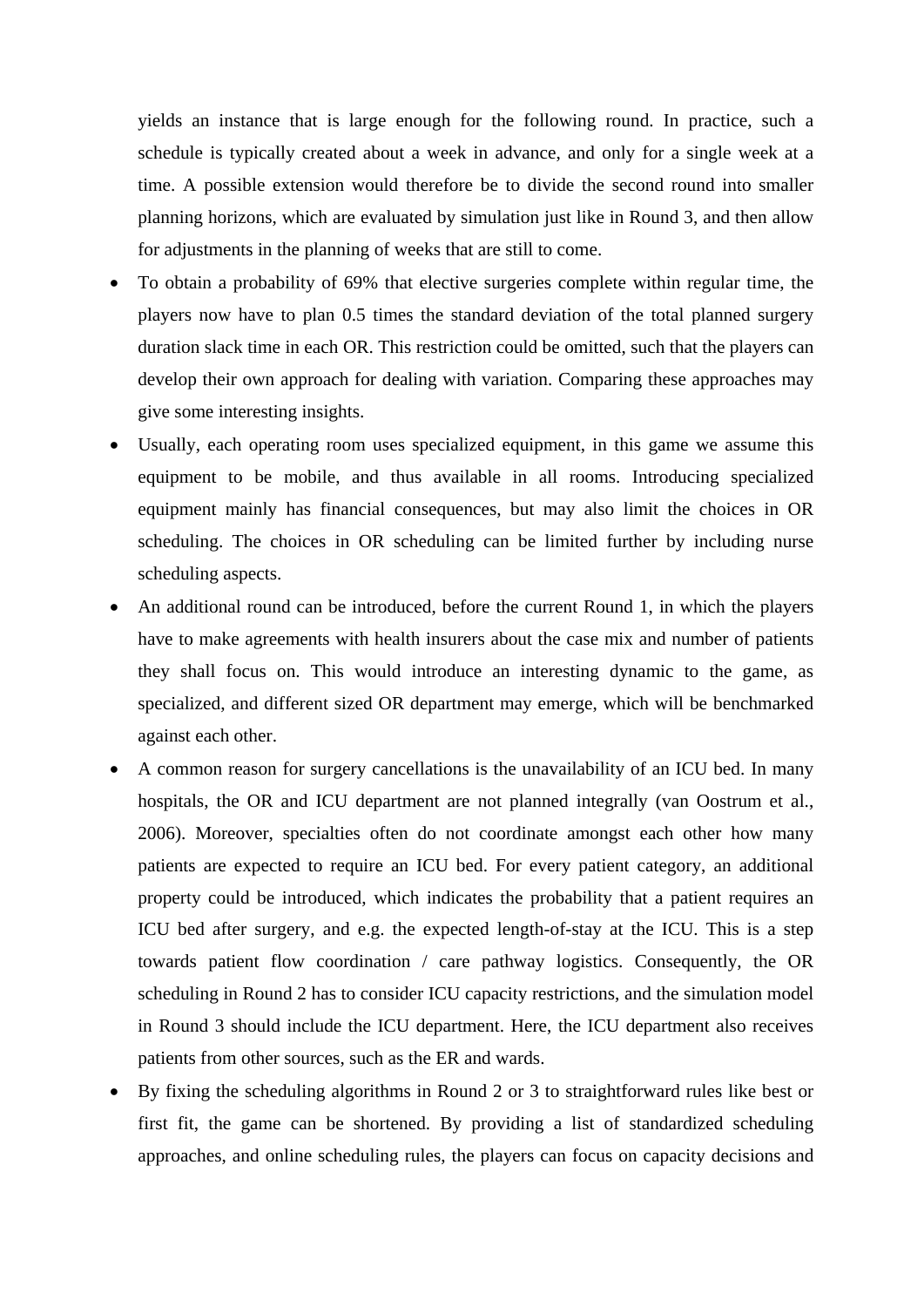yields an instance that is large enough for the following round. In practice, such a schedule is typically created about a week in advance, and only for a single week at a time. A possible extension would therefore be to divide the second round into smaller planning horizons, which are evaluated by simulation just like in Round 3, and then allow for adjustments in the planning of weeks that are still to come.

- To obtain a probability of 69% that elective surgeries complete within regular time, the players now have to plan 0.5 times the standard deviation of the total planned surgery duration slack time in each OR. This restriction could be omitted, such that the players can develop their own approach for dealing with variation. Comparing these approaches may give some interesting insights.
- Usually, each operating room uses specialized equipment, in this game we assume this equipment to be mobile, and thus available in all rooms. Introducing specialized equipment mainly has financial consequences, but may also limit the choices in OR scheduling. The choices in OR scheduling can be limited further by including nurse scheduling aspects.
- An additional round can be introduced, before the current Round 1, in which the players have to make agreements with health insurers about the case mix and number of patients they shall focus on. This would introduce an interesting dynamic to the game, as specialized, and different sized OR department may emerge, which will be benchmarked against each other.
- A common reason for surgery cancellations is the unavailability of an ICU bed. In many hospitals, the OR and ICU department are not planned integrally (van Oostrum et al., 2006). Moreover, specialties often do not coordinate amongst each other how many patients are expected to require an ICU bed. For every patient category, an additional property could be introduced, which indicates the probability that a patient requires an ICU bed after surgery, and e.g. the expected length-of-stay at the ICU. This is a step towards patient flow coordination / care pathway logistics. Consequently, the OR scheduling in Round 2 has to consider ICU capacity restrictions, and the simulation model in Round 3 should include the ICU department. Here, the ICU department also receives patients from other sources, such as the ER and wards.
- By fixing the scheduling algorithms in Round 2 or 3 to straightforward rules like best or first fit, the game can be shortened. By providing a list of standardized scheduling approaches, and online scheduling rules, the players can focus on capacity decisions and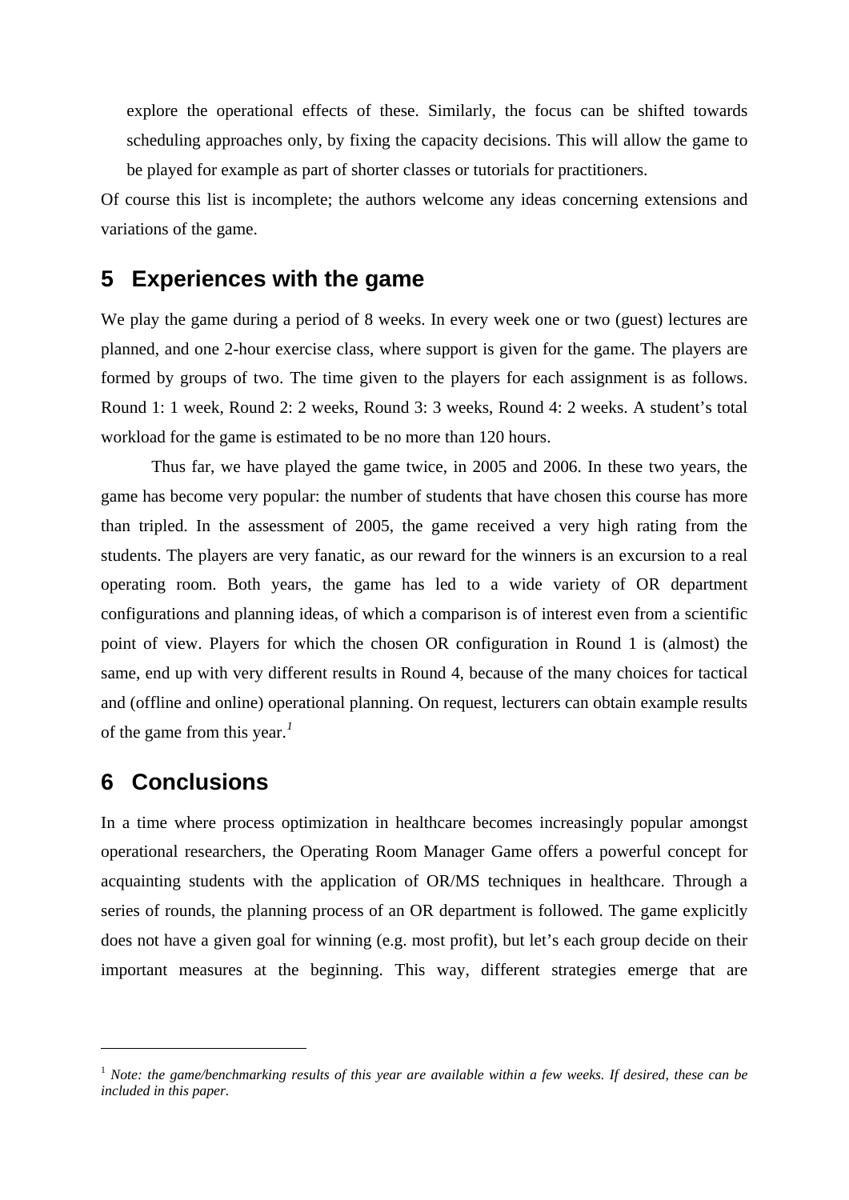explore the operational effects of these. Similarly, the focus can be shifted towards scheduling approaches only, by fixing the capacity decisions. This will allow the game to be played for example as part of shorter classes or tutorials for practitioners.

Of course this list is incomplete; the authors welcome any ideas concerning extensions and variations of the game.

## 5 Experiences with the game

We play the game during a period of 8 weeks. In every week one or two (guest) lectures are planned, and one 2-hour exercise class, where support is given for the game. The players are formed by groups of two. The time given to the players for each assignment is as follows. Round 1: 1 week, Round 2: 2 weeks, Round 3: 3 weeks, Round 4: 2 weeks. A student's total workload for the game is estimated to be no more than 120 hours.

Thus far, we have played the game twice, in 2005 and 2006. In these two years, the game has become very popular: the number of students that have chosen this course has more than tripled. In the assessment of 2005, the game received a very high rating from the students. The players are very fanatic, as our reward for the winners is an excursion to a real operating room. Both years, the game has led to a wide variety of OR department configurations and planning ideas, of which a comparison is of interest even from a scientific point of view. Players for which the chosen OR configuration in Round 1 is (almost) the same, end up with very different results in Round 4, because of the many choices for tactical and (offline and online) operational planning. On request, lecturers can obtain example results of the game from this year.[1]

## 6 Conclusions

In a time where process optimization in healthcare becomes increasingly popular amongst operational researchers, the Operating Room Manager Game offers a powerful concept for acquainting students with the application of OR/MS techniques in healthcare. Through a series of rounds, the planning process of an OR department is followed. The game explicitly does not have a given goal for winning (e.g. most profit), but let's each group decide on their important measures at the beginning. This way, different strategies emerge that are

---

[1] *Note: the game/benchmarking results of this year are available within a few weeks. If desired, these can be included in this paper.*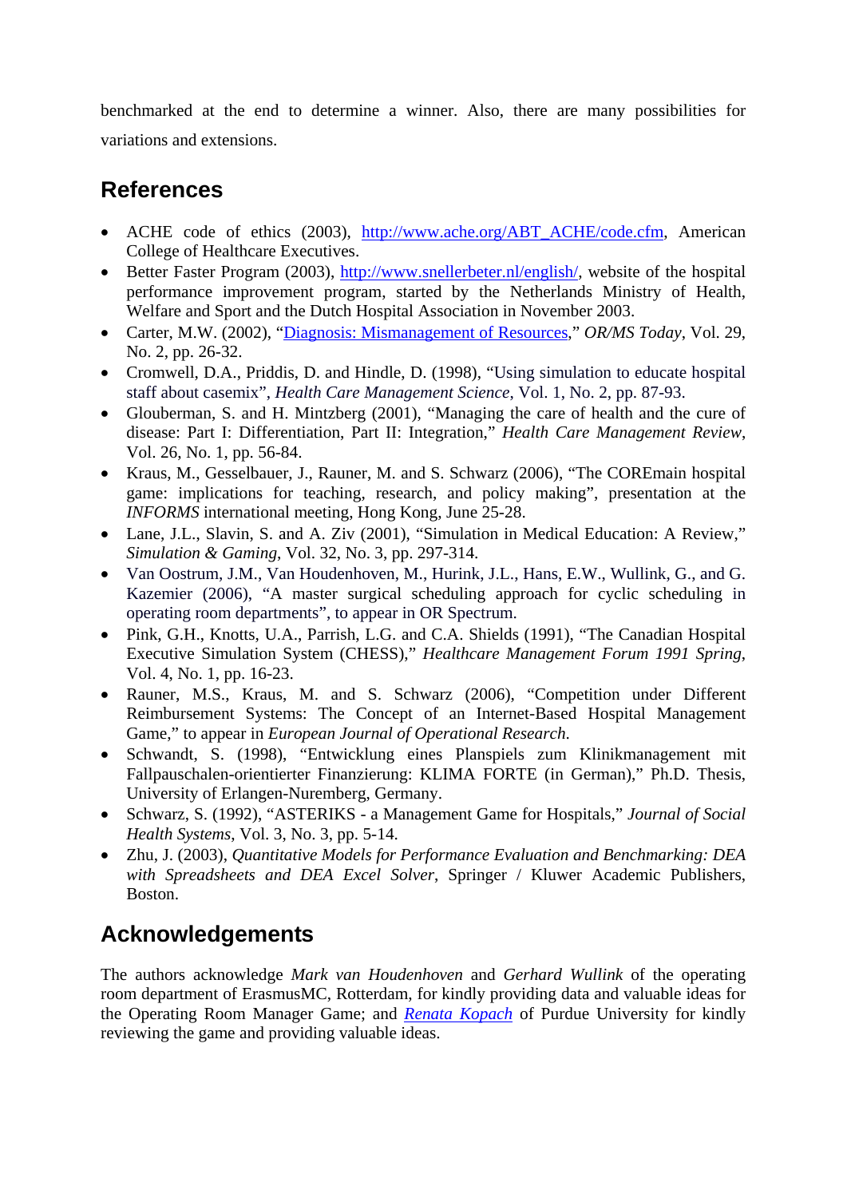benchmarked at the end to determine a winner. Also, there are many possibilities for variations and extensions.

## References

- ACHE code of ethics (2003), http://www.ache.org/ABT_ACHE/code.cfm, American College of Healthcare Executives.
- Better Faster Program (2003), http://www.snellerbeter.nl/english/, website of the hospital performance improvement program, started by the Netherlands Ministry of Health, Welfare and Sport and the Dutch Hospital Association in November 2003.
- Carter, M.W. (2002), "Diagnosis: Mismanagement of Resources," *OR/MS Today*, Vol. 29, No. 2, pp. 26-32.
- Cromwell, D.A., Priddis, D. and Hindle, D. (1998), "Using simulation to educate hospital staff about casemix", *Health Care Management Science*, Vol. 1, No. 2, pp. 87-93.
- Glouberman, S. and H. Mintzberg (2001), "Managing the care of health and the cure of disease: Part I: Differentiation, Part II: Integration," *Health Care Management Review*, Vol. 26, No. 1, pp. 56-84.
- Kraus, M., Gesselbauer, J., Rauner, M. and S. Schwarz (2006), "The COREmain hospital game: implications for teaching, research, and policy making", presentation at the *INFORMS* international meeting, Hong Kong, June 25-28.
- Lane, J.L., Slavin, S. and A. Ziv (2001), "Simulation in Medical Education: A Review," *Simulation & Gaming*, Vol. 32, No. 3, pp. 297-314.
- Van Oostrum, J.M., Van Houdenhoven, M., Hurink, J.L., Hans, E.W., Wullink, G., and G. Kazemier (2006), "A master surgical scheduling approach for cyclic scheduling in operating room departments", to appear in OR Spectrum.
- Pink, G.H., Knotts, U.A., Parrish, L.G. and C.A. Shields (1991), "The Canadian Hospital Executive Simulation System (CHESS)," *Healthcare Management Forum 1991 Spring*, Vol. 4, No. 1, pp. 16-23.
- Rauner, M.S., Kraus, M. and S. Schwarz (2006), "Competition under Different Reimbursement Systems: The Concept of an Internet-Based Hospital Management Game," to appear in *European Journal of Operational Research*.
- Schwandt, S. (1998), "Entwicklung eines Planspiels zum Klinikmanagement mit Fallpauschalen-orientierter Finanzierung: KLIMA FORTE (in German)," Ph.D. Thesis, University of Erlangen-Nuremberg, Germany.
- Schwarz, S. (1992), "ASTERIKS - a Management Game for Hospitals," *Journal of Social Health Systems*, Vol. 3, No. 3, pp. 5-14.
- Zhu, J. (2003), *Quantitative Models for Performance Evaluation and Benchmarking: DEA with Spreadsheets and DEA Excel Solver*, Springer / Kluwer Academic Publishers, Boston.

## Acknowledgements

The authors acknowledge *Mark van Houdenhoven* and *Gerhard Wullink* of the operating room department of ErasmusMC, Rotterdam, for kindly providing data and valuable ideas for the Operating Room Manager Game; and *Renata Kopach* of Purdue University for kindly reviewing the game and providing valuable ideas.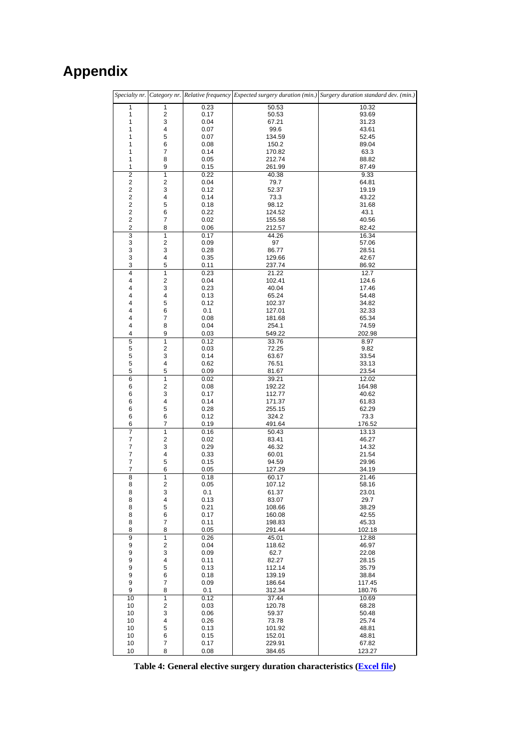# Appendix

| *Specialty nr.* | *Category nr.* | *Relative frequency* | *Expected surgery duration (min.)* | *Surgery duration standard dev. (min.)* |
|---|---|---|---|---|
| 1 | 1 | 0.23 | 50.53 | 10.32 |
| 1 | 2 | 0.17 | 50.53 | 93.69 |
| 1 | 3 | 0.04 | 67.21 | 31.23 |
| 1 | 4 | 0.07 | 99.6 | 43.61 |
| 1 | 5 | 0.07 | 134.59 | 52.45 |
| 1 | 6 | 0.08 | 150.2 | 89.04 |
| 1 | 7 | 0.14 | 170.82 | 63.3 |
| 1 | 8 | 0.05 | 212.74 | 88.82 |
| 1 | 9 | 0.15 | 261.99 | 87.49 |
| 2 | 1 | 0.22 | 40.38 | 9.33 |
| 2 | 2 | 0.04 | 79.7 | 64.81 |
| 2 | 3 | 0.12 | 52.37 | 19.19 |
| 2 | 4 | 0.14 | 73.3 | 43.22 |
| 2 | 5 | 0.18 | 98.12 | 31.68 |
| 2 | 6 | 0.22 | 124.52 | 43.1 |
| 2 | 7 | 0.02 | 155.58 | 40.56 |
| 2 | 8 | 0.06 | 212.57 | 82.42 |
| 3 | 1 | 0.17 | 44.26 | 16.34 |
| 3 | 2 | 0.09 | 97 | 57.06 |
| 3 | 3 | 0.28 | 86.77 | 28.51 |
| 3 | 4 | 0.35 | 129.66 | 42.67 |
| 3 | 5 | 0.11 | 237.74 | 86.92 |
| 4 | 1 | 0.23 | 21.22 | 12.7 |
| 4 | 2 | 0.04 | 102.41 | 124.6 |
| 4 | 3 | 0.23 | 40.04 | 17.46 |
| 4 | 4 | 0.13 | 65.24 | 54.48 |
| 4 | 5 | 0.12 | 102.37 | 34.82 |
| 4 | 6 | 0.1 | 127.01 | 32.33 |
| 4 | 7 | 0.08 | 181.68 | 65.34 |
| 4 | 8 | 0.04 | 254.1 | 74.59 |
| 4 | 9 | 0.03 | 549.22 | 202.98 |
| 5 | 1 | 0.12 | 33.76 | 8.97 |
| 5 | 2 | 0.03 | 72.25 | 9.82 |
| 5 | 3 | 0.14 | 63.67 | 33.54 |
| 5 | 4 | 0.62 | 76.51 | 33.13 |
| 5 | 5 | 0.09 | 81.67 | 23.54 |
| 6 | 1 | 0.02 | 39.21 | 12.02 |
| 6 | 2 | 0.08 | 192.22 | 164.98 |
| 6 | 3 | 0.17 | 112.77 | 40.62 |
| 6 | 4 | 0.14 | 171.37 | 61.83 |
| 6 | 5 | 0.28 | 255.15 | 62.29 |
| 6 | 6 | 0.12 | 324.2 | 73.3 |
| 6 | 7 | 0.19 | 491.64 | 176.52 |
| 7 | 1 | 0.16 | 50.43 | 13.13 |
| 7 | 2 | 0.02 | 83.41 | 46.27 |
| 7 | 3 | 0.29 | 46.32 | 14.32 |
| 7 | 4 | 0.33 | 60.01 | 21.54 |
| 7 | 5 | 0.15 | 94.59 | 29.96 |
| 7 | 6 | 0.05 | 127.29 | 34.19 |
| 8 | 1 | 0.18 | 60.17 | 21.46 |
| 8 | 2 | 0.05 | 107.12 | 58.16 |
| 8 | 3 | 0.1 | 61.37 | 23.01 |
| 8 | 4 | 0.13 | 83.07 | 29.7 |
| 8 | 5 | 0.21 | 108.66 | 38.29 |
| 8 | 6 | 0.17 | 160.08 | 42.55 |
| 8 | 7 | 0.11 | 198.83 | 45.33 |
| 8 | 8 | 0.05 | 291.44 | 102.18 |
| 9 | 1 | 0.26 | 45.01 | 12.88 |
| 9 | 2 | 0.04 | 118.62 | 46.97 |
| 9 | 3 | 0.09 | 62.7 | 22.08 |
| 9 | 4 | 0.11 | 82.27 | 28.15 |
| 9 | 5 | 0.13 | 112.14 | 35.79 |
| 9 | 6 | 0.18 | 139.19 | 38.84 |
| 9 | 7 | 0.09 | 186.64 | 117.45 |
| 9 | 8 | 0.1 | 312.34 | 180.76 |
| 10 | 1 | 0.12 | 37.44 | 10.69 |
| 10 | 2 | 0.03 | 120.78 | 68.28 |
| 10 | 3 | 0.06 | 59.37 | 50.48 |
| 10 | 4 | 0.26 | 73.78 | 25.74 |
| 10 | 5 | 0.13 | 101.92 | 48.81 |
| 10 | 6 | 0.15 | 152.01 | 48.81 |
| 10 | 7 | 0.17 | 229.91 | 67.82 |
| 10 | 8 | 0.08 | 384.65 | 123.27 |

**Table 4: General elective surgery duration characteristics (Excel file)**